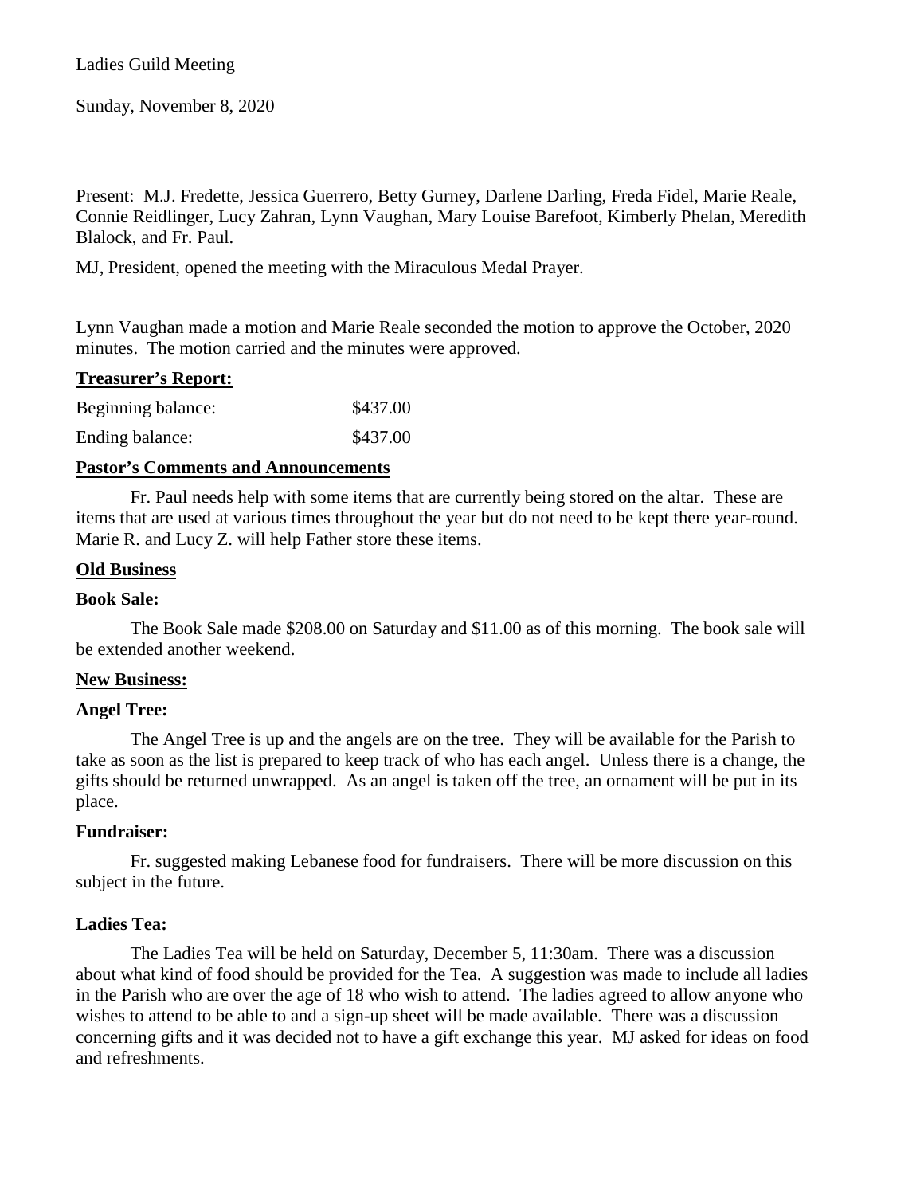Ladies Guild Meeting

Sunday, November 8, 2020

Present: M.J. Fredette, Jessica Guerrero, Betty Gurney, Darlene Darling, Freda Fidel, Marie Reale, Connie Reidlinger, Lucy Zahran, Lynn Vaughan, Mary Louise Barefoot, Kimberly Phelan, Meredith Blalock, and Fr. Paul.

MJ, President, opened the meeting with the Miraculous Medal Prayer.

Lynn Vaughan made a motion and Marie Reale seconded the motion to approve the October, 2020 minutes. The motion carried and the minutes were approved.

**Treasurer's Report:**

| | |
|---|---|
| Beginning balance: | $437.00 |
| Ending balance: | $437.00 |

**Pastor's Comments and Announcements**

Fr. Paul needs help with some items that are currently being stored on the altar. These are items that are used at various times throughout the year but do not need to be kept there year-round. Marie R. and Lucy Z. will help Father store these items.

**Old Business**

**Book Sale:**

The Book Sale made $208.00 on Saturday and $11.00 as of this morning. The book sale will be extended another weekend.

**New Business:**

**Angel Tree:**

The Angel Tree is up and the angels are on the tree. They will be available for the Parish to take as soon as the list is prepared to keep track of who has each angel. Unless there is a change, the gifts should be returned unwrapped. As an angel is taken off the tree, an ornament will be put in its place.

**Fundraiser:**

Fr. suggested making Lebanese food for fundraisers. There will be more discussion on this subject in the future.

**Ladies Tea:**

The Ladies Tea will be held on Saturday, December 5, 11:30am. There was a discussion about what kind of food should be provided for the Tea. A suggestion was made to include all ladies in the Parish who are over the age of 18 who wish to attend. The ladies agreed to allow anyone who wishes to attend to be able to and a sign-up sheet will be made available. There was a discussion concerning gifts and it was decided not to have a gift exchange this year. MJ asked for ideas on food and refreshments.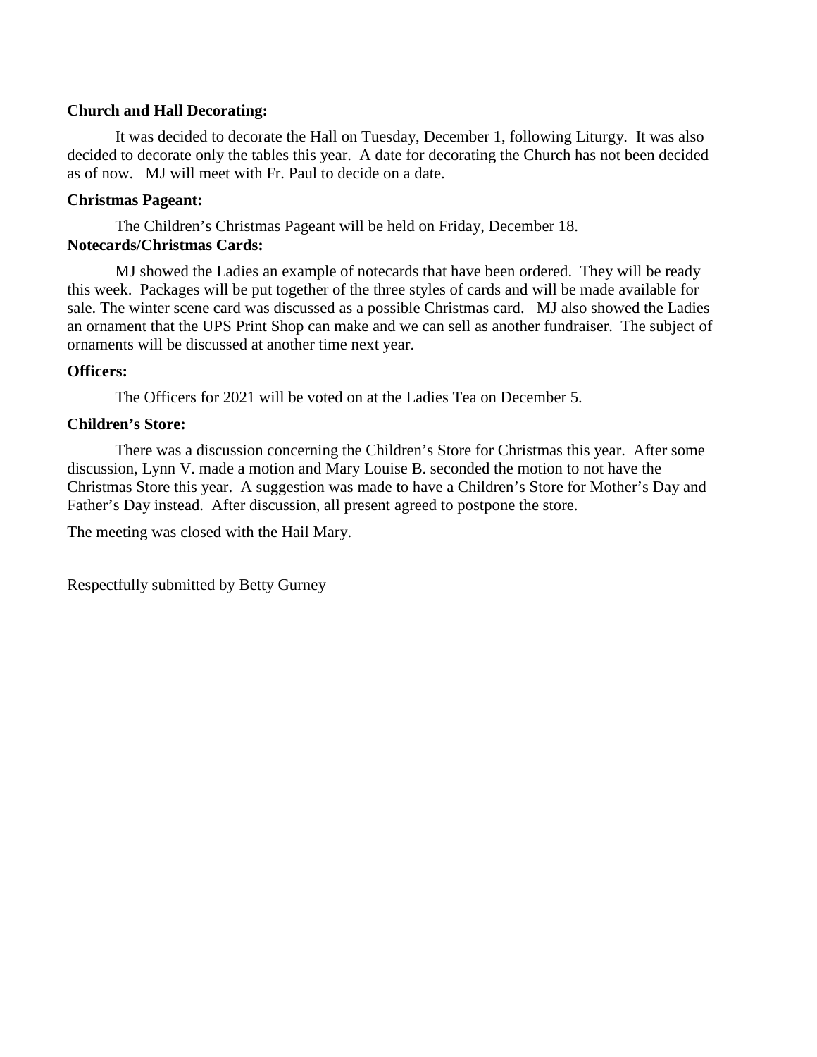**Church and Hall Decorating:**

It was decided to decorate the Hall on Tuesday, December 1, following Liturgy. It was also decided to decorate only the tables this year. A date for decorating the Church has not been decided as of now. MJ will meet with Fr. Paul to decide on a date.

**Christmas Pageant:**

The Children's Christmas Pageant will be held on Friday, December 18.

**Notecards/Christmas Cards:**

MJ showed the Ladies an example of notecards that have been ordered. They will be ready this week. Packages will be put together of the three styles of cards and will be made available for sale. The winter scene card was discussed as a possible Christmas card. MJ also showed the Ladies an ornament that the UPS Print Shop can make and we can sell as another fundraiser. The subject of ornaments will be discussed at another time next year.

**Officers:**

The Officers for 2021 will be voted on at the Ladies Tea on December 5.

**Children's Store:**

There was a discussion concerning the Children's Store for Christmas this year. After some discussion, Lynn V. made a motion and Mary Louise B. seconded the motion to not have the Christmas Store this year. A suggestion was made to have a Children's Store for Mother's Day and Father's Day instead. After discussion, all present agreed to postpone the store.

The meeting was closed with the Hail Mary.

Respectfully submitted by Betty Gurney